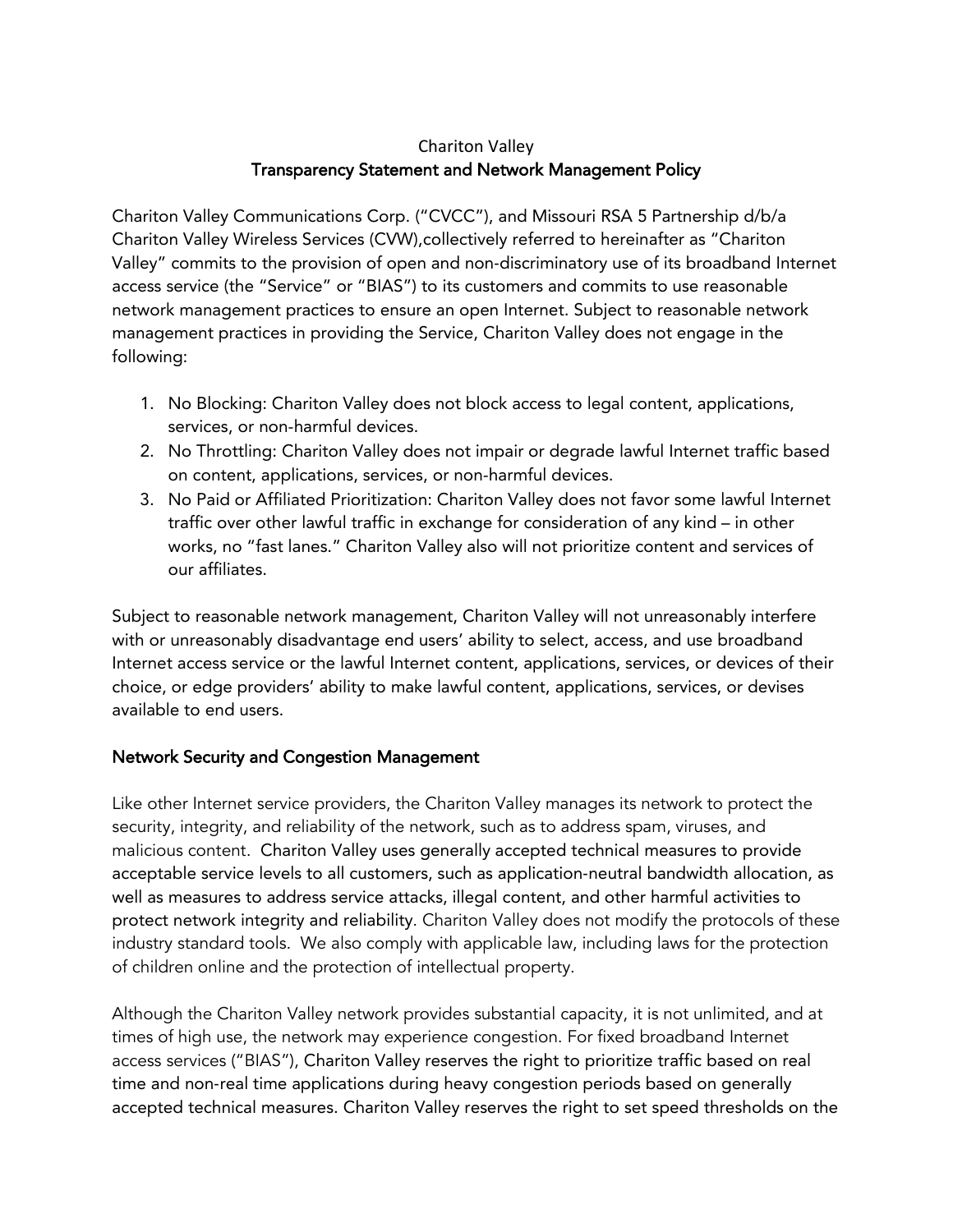Chariton Valley

**Transparency Statement and Network Management Policy**

Chariton Valley Communications Corp. ("CVCC"), and Missouri RSA 5 Partnership d/b/a Chariton Valley Wireless Services (CVW),collectively referred to hereinafter as "Chariton Valley" commits to the provision of open and non-discriminatory use of its broadband Internet access service (the "Service" or "BIAS") to its customers and commits to use reasonable network management practices to ensure an open Internet. Subject to reasonable network management practices in providing the Service, Chariton Valley does not engage in the following:

1. No Blocking: Chariton Valley does not block access to legal content, applications, services, or non-harmful devices.
2. No Throttling: Chariton Valley does not impair or degrade lawful Internet traffic based on content, applications, services, or non-harmful devices.
3. No Paid or Affiliated Prioritization: Chariton Valley does not favor some lawful Internet traffic over other lawful traffic in exchange for consideration of any kind – in other works, no "fast lanes." Chariton Valley also will not prioritize content and services of our affiliates.

Subject to reasonable network management, Chariton Valley will not unreasonably interfere with or unreasonably disadvantage end users' ability to select, access, and use broadband Internet access service or the lawful Internet content, applications, services, or devices of their choice, or edge providers' ability to make lawful content, applications, services, or devises available to end users.

## Network Security and Congestion Management

Like other Internet service providers, the Chariton Valley manages its network to protect the security, integrity, and reliability of the network, such as to address spam, viruses, and malicious content. Chariton Valley uses generally accepted technical measures to provide acceptable service levels to all customers, such as application-neutral bandwidth allocation, as well as measures to address service attacks, illegal content, and other harmful activities to protect network integrity and reliability. Chariton Valley does not modify the protocols of these industry standard tools. We also comply with applicable law, including laws for the protection of children online and the protection of intellectual property.

Although the Chariton Valley network provides substantial capacity, it is not unlimited, and at times of high use, the network may experience congestion. For fixed broadband Internet access services ("BIAS"), Chariton Valley reserves the right to prioritize traffic based on real time and non-real time applications during heavy congestion periods based on generally accepted technical measures. Chariton Valley reserves the right to set speed thresholds on the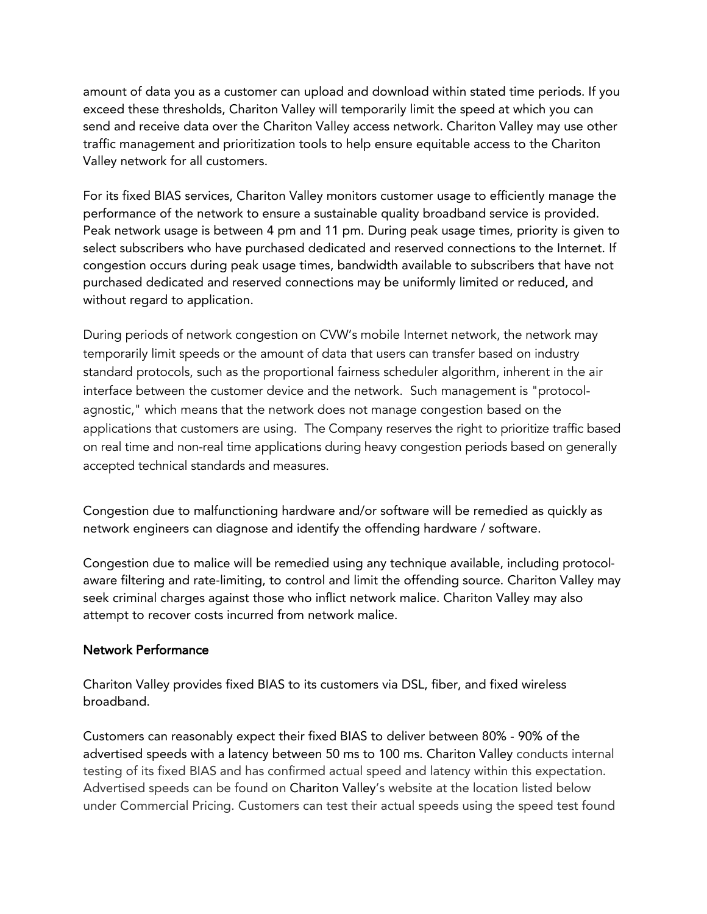amount of data you as a customer can upload and download within stated time periods. If you exceed these thresholds, Chariton Valley will temporarily limit the speed at which you can send and receive data over the Chariton Valley access network. Chariton Valley may use other traffic management and prioritization tools to help ensure equitable access to the Chariton Valley network for all customers.

For its fixed BIAS services, Chariton Valley monitors customer usage to efficiently manage the performance of the network to ensure a sustainable quality broadband service is provided. Peak network usage is between 4 pm and 11 pm. During peak usage times, priority is given to select subscribers who have purchased dedicated and reserved connections to the Internet. If congestion occurs during peak usage times, bandwidth available to subscribers that have not purchased dedicated and reserved connections may be uniformly limited or reduced, and without regard to application.

During periods of network congestion on CVW's mobile Internet network, the network may temporarily limit speeds or the amount of data that users can transfer based on industry standard protocols, such as the proportional fairness scheduler algorithm, inherent in the air interface between the customer device and the network. Such management is "protocol-agnostic," which means that the network does not manage congestion based on the applications that customers are using. The Company reserves the right to prioritize traffic based on real time and non-real time applications during heavy congestion periods based on generally accepted technical standards and measures.

Congestion due to malfunctioning hardware and/or software will be remedied as quickly as network engineers can diagnose and identify the offending hardware / software.

Congestion due to malice will be remedied using any technique available, including protocol-aware filtering and rate-limiting, to control and limit the offending source. Chariton Valley may seek criminal charges against those who inflict network malice. Chariton Valley may also attempt to recover costs incurred from network malice.

## Network Performance

Chariton Valley provides fixed BIAS to its customers via DSL, fiber, and fixed wireless broadband.

Customers can reasonably expect their fixed BIAS to deliver between 80% - 90% of the advertised speeds with a latency between 50 ms to 100 ms. Chariton Valley conducts internal testing of its fixed BIAS and has confirmed actual speed and latency within this expectation. Advertised speeds can be found on Chariton Valley's website at the location listed below under Commercial Pricing. Customers can test their actual speeds using the speed test found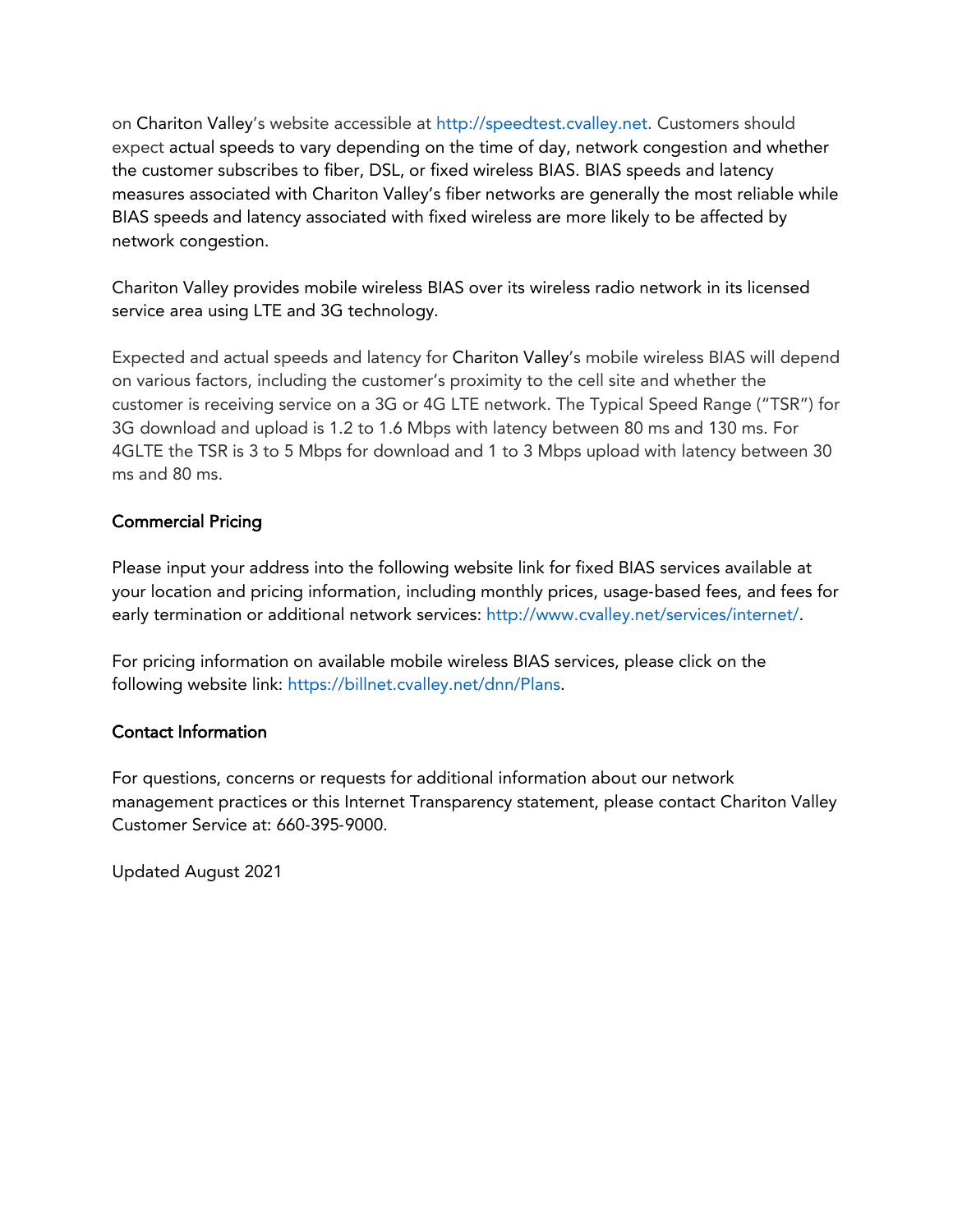on Chariton Valley's website accessible at http://speedtest.cvalley.net. Customers should expect actual speeds to vary depending on the time of day, network congestion and whether the customer subscribes to fiber, DSL, or fixed wireless BIAS. BIAS speeds and latency measures associated with Chariton Valley's fiber networks are generally the most reliable while BIAS speeds and latency associated with fixed wireless are more likely to be affected by network congestion.

Chariton Valley provides mobile wireless BIAS over its wireless radio network in its licensed service area using LTE and 3G technology.

Expected and actual speeds and latency for Chariton Valley's mobile wireless BIAS will depend on various factors, including the customer's proximity to the cell site and whether the customer is receiving service on a 3G or 4G LTE network. The Typical Speed Range ("TSR") for 3G download and upload is 1.2 to 1.6 Mbps with latency between 80 ms and 130 ms. For 4GLTE the TSR is 3 to 5 Mbps for download and 1 to 3 Mbps upload with latency between 30 ms and 80 ms.

## Commercial Pricing

Please input your address into the following website link for fixed BIAS services available at your location and pricing information, including monthly prices, usage-based fees, and fees for early termination or additional network services: http://www.cvalley.net/services/internet/.

For pricing information on available mobile wireless BIAS services, please click on the following website link: https://billnet.cvalley.net/dnn/Plans.

## Contact Information

For questions, concerns or requests for additional information about our network management practices or this Internet Transparency statement, please contact Chariton Valley Customer Service at: 660-395-9000.

Updated August 2021